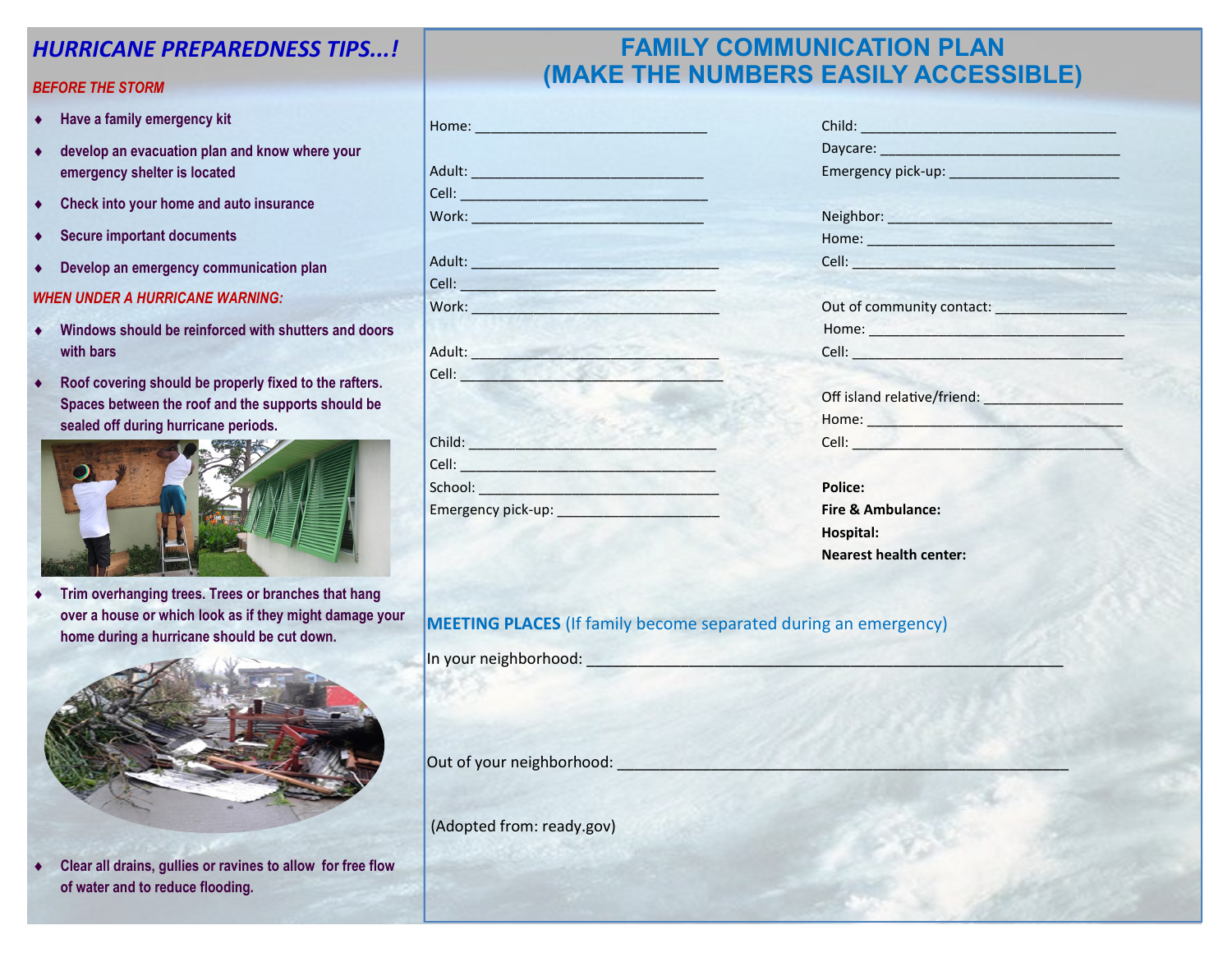## *HURRICANE PREPAREDNESS TIPS...!*

***BEFORE THE STORM***

- **Have a family emergency kit**
- **develop an evacuation plan and know where your emergency shelter is located**
- **Check into your home and auto insurance**
- **Secure important documents**
- **Develop an emergency communication plan**

***WHEN UNDER A HURRICANE WARNING:***

- **Windows should be reinforced with shutters and doors with bars**
- **Roof covering should be properly fixed to the rafters. Spaces between the roof and the supports should be sealed off during hurricane periods.**
- **Trim overhanging trees. Trees or branches that hang over a house or which look as if they might damage your home during a hurricane should be cut down.**
- **Clear all drains, gullies or ravines to allow for free flow of water and to reduce flooding.**

## FAMILY COMMUNICATION PLAN (MAKE THE NUMBERS EASILY ACCESSIBLE)

Home: ______________________________

Adult: ______________________________
Cell: ______________________________
Work: ______________________________

Adult: ______________________________
Cell: ______________________________
Work: ______________________________

Adult: ______________________________
Cell: ______________________________

Child: ______________________________
Cell: ______________________________
School: ______________________________
Emergency pick-up: ______________________

Child: ______________________________
Daycare: ______________________________
Emergency pick-up: ______________________

Neighbor: ______________________________
Home: ______________________________
Cell: ______________________________

Out of community contact: ________________
Home: ______________________________
Cell: ______________________________

Off island relative/friend: ________________
Home: ______________________________
Cell: ______________________________

**Police:**
**Fire & Ambulance:**
**Hospital:**
**Nearest health center:**

**MEETING PLACES** (If family become separated during an emergency)

In your neighborhood: ______________________________________________________

Out of your neighborhood: ___________________________________________________

(Adopted from: ready.gov)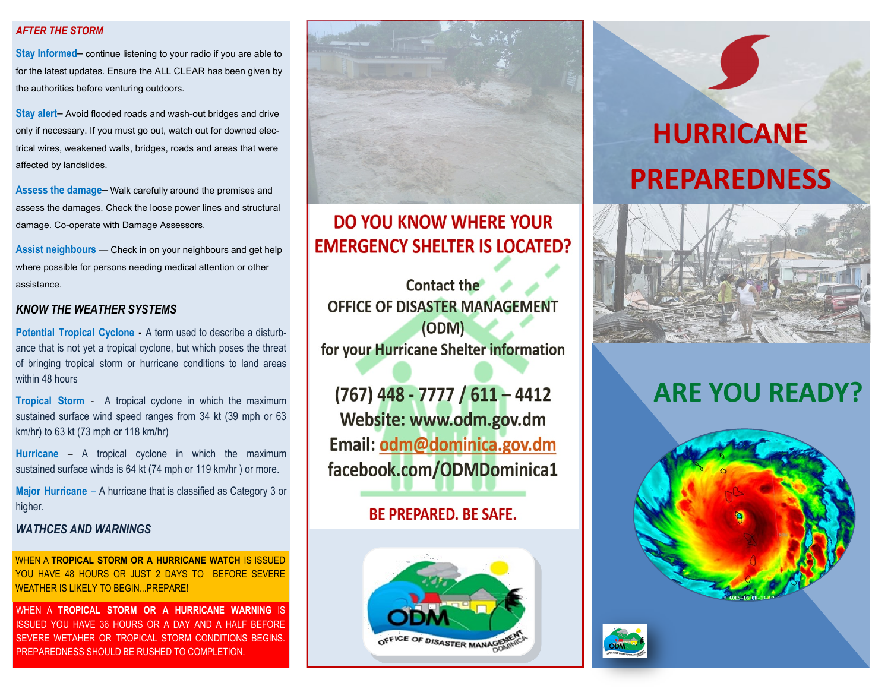## AFTER THE STORM

**Stay Informed**– continue listening to your radio if you are able to for the latest updates. Ensure the ALL CLEAR has been given by the authorities before venturing outdoors.

**Stay alert**– Avoid flooded roads and wash-out bridges and drive only if necessary. If you must go out, watch out for downed electrical wires, weakened walls, bridges, roads and areas that were affected by landslides.

**Assess the damage**– Walk carefully around the premises and assess the damages. Check the loose power lines and structural damage. Co-operate with Damage Assessors.

**Assist neighbours** — Check in on your neighbours and get help where possible for persons needing medical attention or other assistance.

## KNOW THE WEATHER SYSTEMS

**Potential Tropical Cyclone** - A term used to describe a disturbance that is not yet a tropical cyclone, but which poses the threat of bringing tropical storm or hurricane conditions to land areas within 48 hours

**Tropical Storm** - A tropical cyclone in which the maximum sustained surface wind speed ranges from 34 kt (39 mph or 63 km/hr) to 63 kt (73 mph or 118 km/hr)

**Hurricane** – A tropical cyclone in which the maximum sustained surface winds is 64 kt (74 mph or 119 km/hr ) or more.

**Major Hurricane** – A hurricane that is classified as Category 3 or higher.

## WATHCES AND WARNINGS

WHEN A **TROPICAL STORM OR A HURRICANE WATCH** IS ISSUED YOU HAVE 48 HOURS OR JUST 2 DAYS TO BEFORE SEVERE WEATHER IS LIKELY TO BEGIN...PREPARE!

WHEN A **TROPICAL STORM OR A HURRICANE WARNING** IS ISSUED YOU HAVE 36 HOURS OR A DAY AND A HALF BEFORE SEVERE WETAHER OR TROPICAL STORM CONDITIONS BEGINS. PREPAREDNESS SHOULD BE RUSHED TO COMPLETION.

## DO YOU KNOW WHERE YOUR EMERGENCY SHELTER IS LOCATED?

Contact the
OFFICE OF DISASTER MANAGEMENT (ODM)
for your Hurricane Shelter information

**(767) 448 - 7777 / 611 – 4412**
**Website: www.odm.gov.dm**
**Email: odm@dominica.gov.dm**
**facebook.com/ODMDominica1**

**BE PREPARED. BE SAFE.**

ODM
OFFICE OF DISASTER MANAGEMENT DOMINICA

# HURRICANE PREPAREDNESS

## ARE YOU READY?